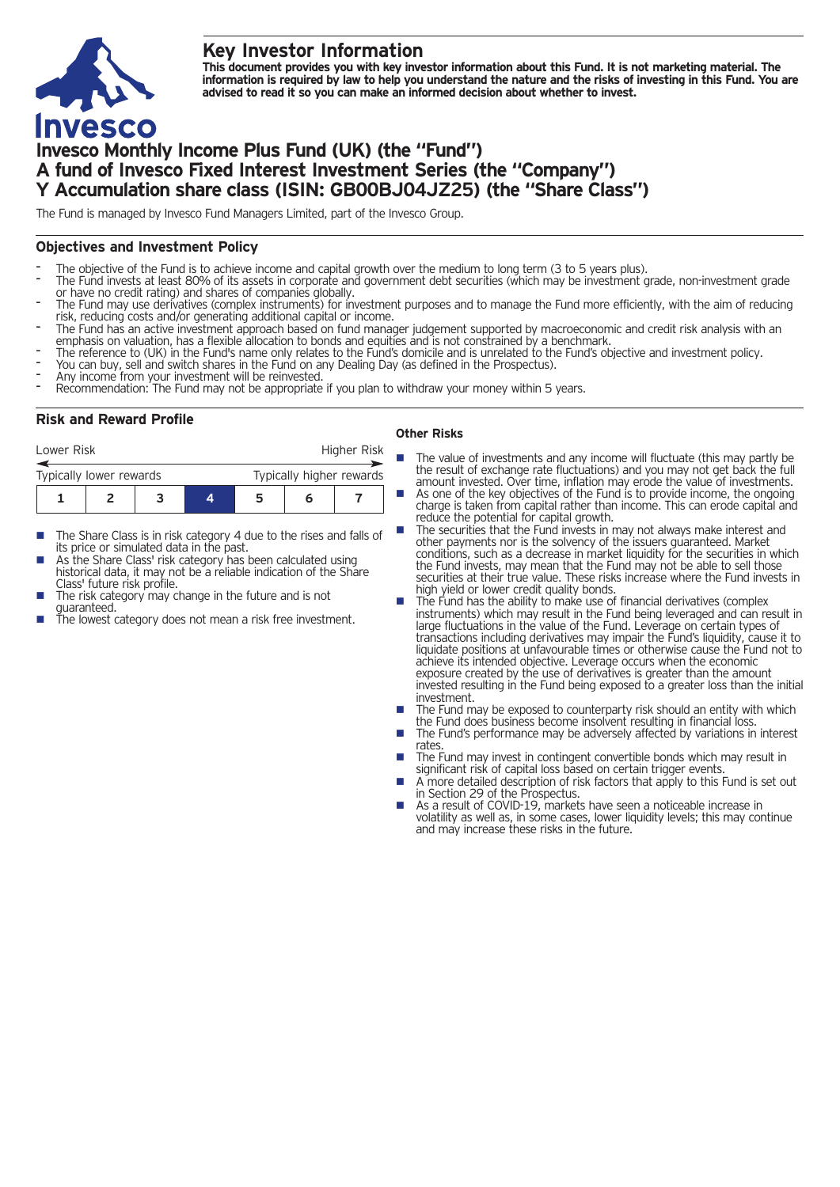# Key Investor Information

**This document provides you with key investor information about this Fund. It is not marketing material. The information is required by law to help you understand the nature and the risks of investing in this Fund. You are advised to read it so you can make an informed decision about whether to invest.**

# Invesco Monthly Income Plus Fund (UK) (the "Fund")
# A fund of Invesco Fixed Interest Investment Series (the "Company")
# Y Accumulation share class (ISIN: GB00BJ04JZ25) (the "Share Class")

The Fund is managed by Invesco Fund Managers Limited, part of the Invesco Group.

## Objectives and Investment Policy

- The objective of the Fund is to achieve income and capital growth over the medium to long term (3 to 5 years plus).
- The Fund invests at least 80% of its assets in corporate and government debt securities (which may be investment grade, non-investment grade or have no credit rating) and shares of companies globally.
- The Fund may use derivatives (complex instruments) for investment purposes and to manage the Fund more efficiently, with the aim of reducing risk, reducing costs and/or generating additional capital or income.
- The Fund has an active investment approach based on fund manager judgement supported by macroeconomic and credit risk analysis with an emphasis on valuation, has a flexible allocation to bonds and equities and is not constrained by a benchmark.
- The reference to (UK) in the Fund's name only relates to the Fund's domicile and is unrelated to the Fund's objective and investment policy.
- You can buy, sell and switch shares in the Fund on any Dealing Day (as defined in the Prospectus).
- Any income from your investment will be reinvested.
- Recommendation: The Fund may not be appropriate if you plan to withdraw your money within 5 years.

## Risk and Reward Profile

| Lower Risk | | | | | | Higher Risk |
|---|---|---|---|---|---|---|
| Typically lower rewards | | | | | | Typically higher rewards |
| 1 | 2 | 3 | **4** | 5 | 6 | 7 |

- The Share Class is in risk category 4 due to the rises and falls of its price or simulated data in the past.
- As the Share Class' risk category has been calculated using historical data, it may not be a reliable indication of the Share Class' future risk profile.
- The risk category may change in the future and is not guaranteed.
- The lowest category does not mean a risk free investment.

### Other Risks

- The value of investments and any income will fluctuate (this may partly be the result of exchange rate fluctuations) and you may not get back the full amount invested. Over time, inflation may erode the value of investments.
- As one of the key objectives of the Fund is to provide income, the ongoing charge is taken from capital rather than income. This can erode capital and reduce the potential for capital growth.
- The securities that the Fund invests in may not always make interest and other payments nor is the solvency of the issuers guaranteed. Market conditions, such as a decrease in market liquidity for the securities in which the Fund invests, may mean that the Fund may not be able to sell those securities at their true value. These risks increase where the Fund invests in high yield or lower credit quality bonds.
- The Fund has the ability to make use of financial derivatives (complex instruments) which may result in the Fund being leveraged and can result in large fluctuations in the value of the Fund. Leverage on certain types of transactions including derivatives may impair the Fund's liquidity, cause it to liquidate positions at unfavourable times or otherwise cause the Fund not to achieve its intended objective. Leverage occurs when the economic exposure created by the use of derivatives is greater than the amount invested resulting in the Fund being exposed to a greater loss than the initial investment.
- The Fund may be exposed to counterparty risk should an entity with which the Fund does business become insolvent resulting in financial loss.
- The Fund's performance may be adversely affected by variations in interest rates.
- The Fund may invest in contingent convertible bonds which may result in significant risk of capital loss based on certain trigger events.
- A more detailed description of risk factors that apply to this Fund is set out in Section 29 of the Prospectus.
- As a result of COVID-19, markets have seen a noticeable increase in volatility as well as, in some cases, lower liquidity levels; this may continue and may increase these risks in the future.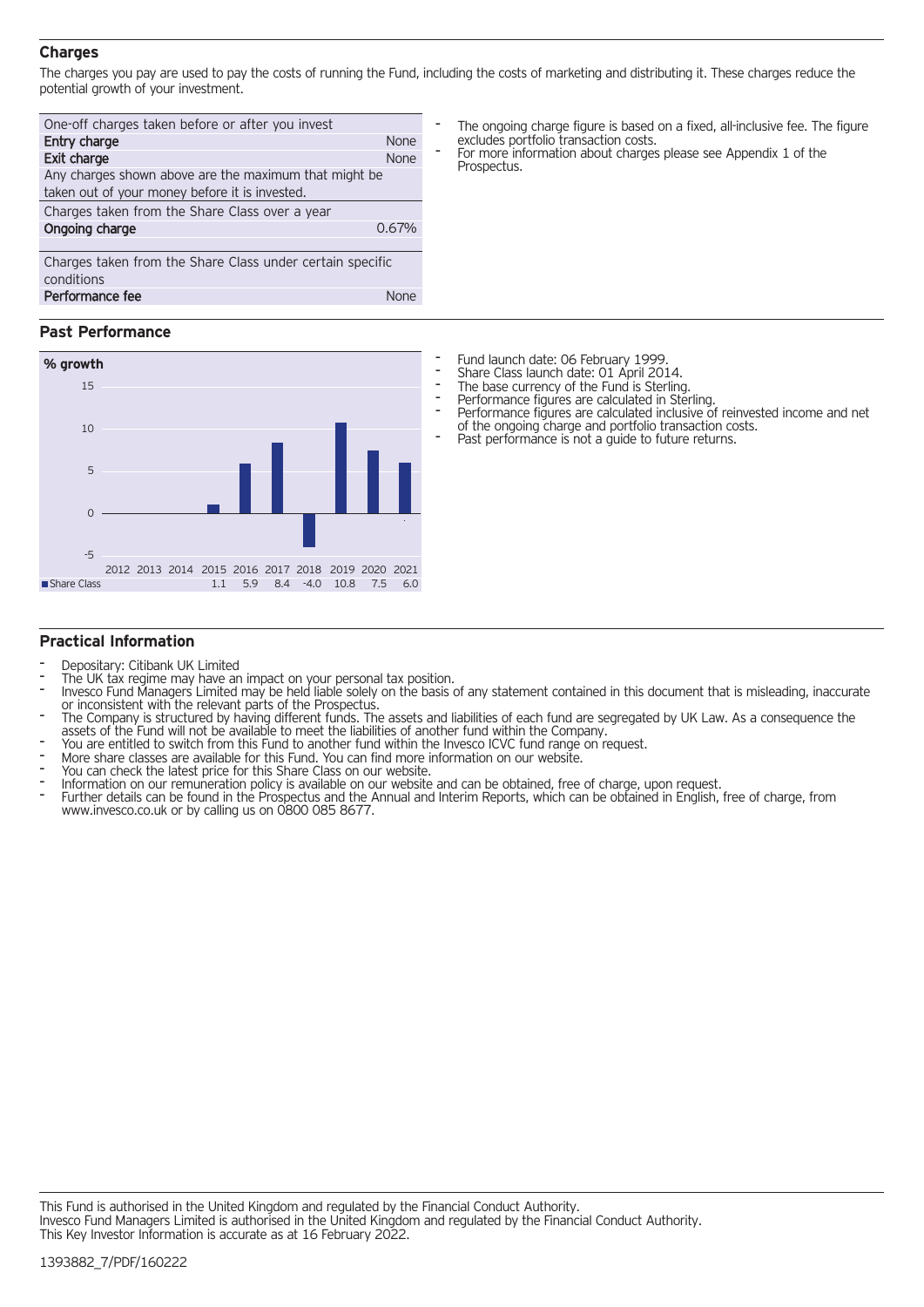## Charges

The charges you pay are used to pay the costs of running the Fund, including the costs of marketing and distributing it. These charges reduce the potential growth of your investment.

| One-off charges taken before or after you invest | |
|---|---|
| **Entry charge** | None |
| **Exit charge** | None |
| Any charges shown above are the maximum that might be taken out of your money before it is invested. | |
| Charges taken from the Share Class over a year | |
| **Ongoing charge** | 0.67% |
| Charges taken from the Share Class under certain specific conditions | |
| **Performance fee** | None |

- The ongoing charge figure is based on a fixed, all-inclusive fee. The figure excludes portfolio transaction costs.
- For more information about charges please see Appendix 1 of the Prospectus.

## Past Performance

% growth

15
10
5
0
-5

2012 2013 2014 2015 2016 2017 2018 2019 2020 2021

Share Class 1.1 5.9 8.4 -4.0 10.8 7.5 6.0

- Fund launch date: 06 February 1999.
- Share Class launch date: 01 April 2014.
- The base currency of the Fund is Sterling.
- Performance figures are calculated in Sterling.
- Performance figures are calculated inclusive of reinvested income and net of the ongoing charge and portfolio transaction costs.
- Past performance is not a guide to future returns.

## Practical Information

- Depositary: Citibank UK Limited
- The UK tax regime may have an impact on your personal tax position.
- Invesco Fund Managers Limited may be held liable solely on the basis of any statement contained in this document that is misleading, inaccurate or inconsistent with the relevant parts of the Prospectus.
- The Company is structured by having different funds. The assets and liabilities of each fund are segregated by UK Law. As a consequence the assets of the Fund will not be available to meet the liabilities of another fund within the Company.
- You are entitled to switch from this Fund to another fund within the Invesco ICVC fund range on request.
- More share classes are available for this Fund. You can find more information on our website.
- You can check the latest price for this Share Class on our website.
- Information on our remuneration policy is available on our website and can be obtained, free of charge, upon request.
- Further details can be found in the Prospectus and the Annual and Interim Reports, which can be obtained in English, free of charge, from www.invesco.co.uk or by calling us on 0800 085 8677.

This Fund is authorised in the United Kingdom and regulated by the Financial Conduct Authority.
Invesco Fund Managers Limited is authorised in the United Kingdom and regulated by the Financial Conduct Authority.
This Key Investor Information is accurate as at 16 February 2022.

1393882_7/PDF/160222